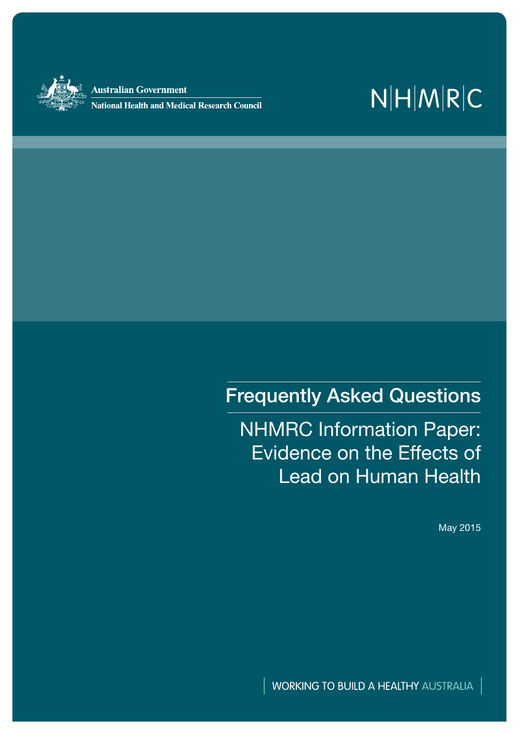Australian Government

National Health and Medical Research Council

NHMRC

# Frequently Asked Questions

## NHMRC Information Paper: Evidence on the Effects of Lead on Human Health

May 2015

WORKING TO BUILD A HEALTHY AUSTRALIA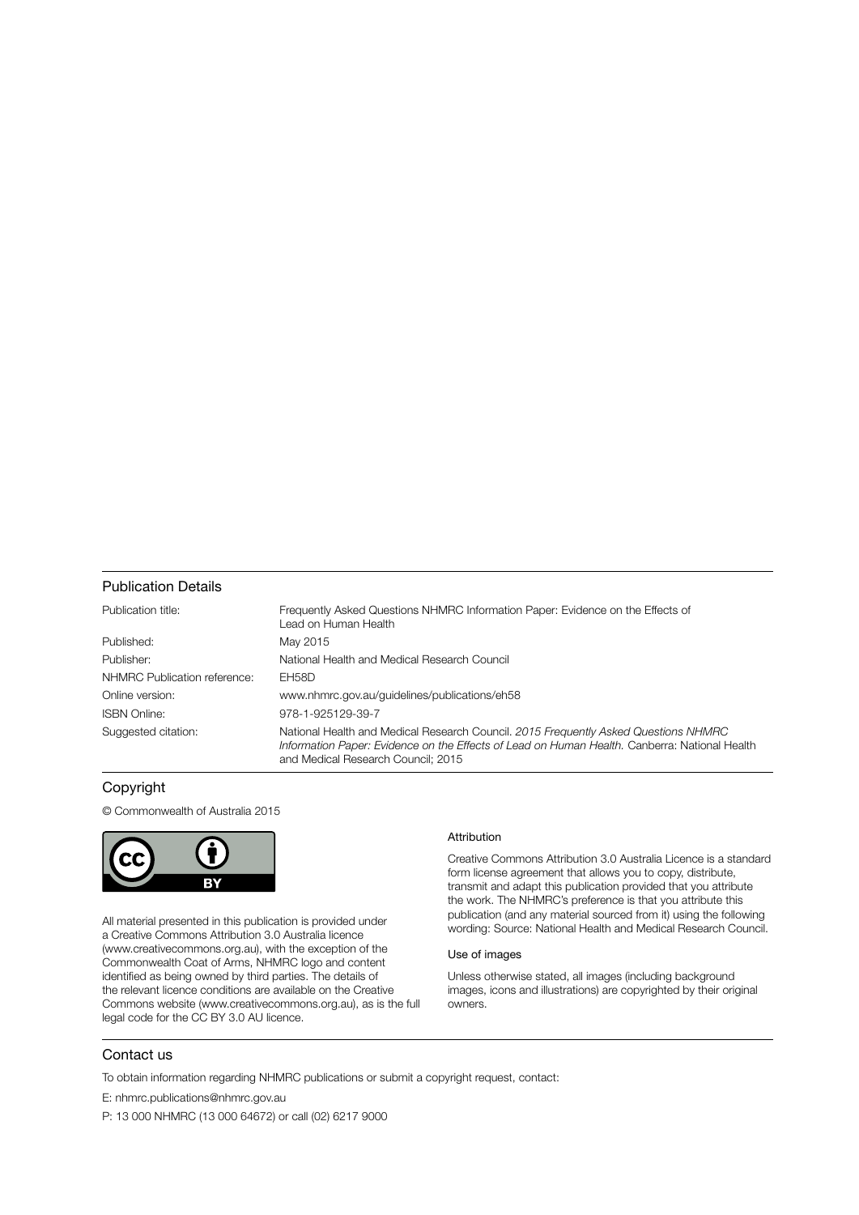## Publication Details

| | |
|---|---|
| Publication title: | Frequently Asked Questions NHMRC Information Paper: Evidence on the Effects of Lead on Human Health |
| Published: | May 2015 |
| Publisher: | National Health and Medical Research Council |
| NHMRC Publication reference: | EH58D |
| Online version: | www.nhmrc.gov.au/guidelines/publications/eh58 |
| ISBN Online: | 978-1-925129-39-7 |
| Suggested citation: | National Health and Medical Research Council. *2015 Frequently Asked Questions NHMRC Information Paper: Evidence on the Effects of Lead on Human Health.* Canberra: National Health and Medical Research Council; 2015 |

## Copyright

© Commonwealth of Australia 2015

All material presented in this publication is provided under a Creative Commons Attribution 3.0 Australia licence (www.creativecommons.org.au), with the exception of the Commonwealth Coat of Arms, NHMRC logo and content identified as being owned by third parties. The details of the relevant licence conditions are available on the Creative Commons website (www.creativecommons.org.au), as is the full legal code for the CC BY 3.0 AU licence.

### Attribution

Creative Commons Attribution 3.0 Australia Licence is a standard form license agreement that allows you to copy, distribute, transmit and adapt this publication provided that you attribute the work. The NHMRC's preference is that you attribute this publication (and any material sourced from it) using the following wording: Source: National Health and Medical Research Council.

### Use of images

Unless otherwise stated, all images (including background images, icons and illustrations) are copyrighted by their original owners.

## Contact us

To obtain information regarding NHMRC publications or submit a copyright request, contact:

E: nhmrc.publications@nhmrc.gov.au

P: 13 000 NHMRC (13 000 64672) or call (02) 6217 9000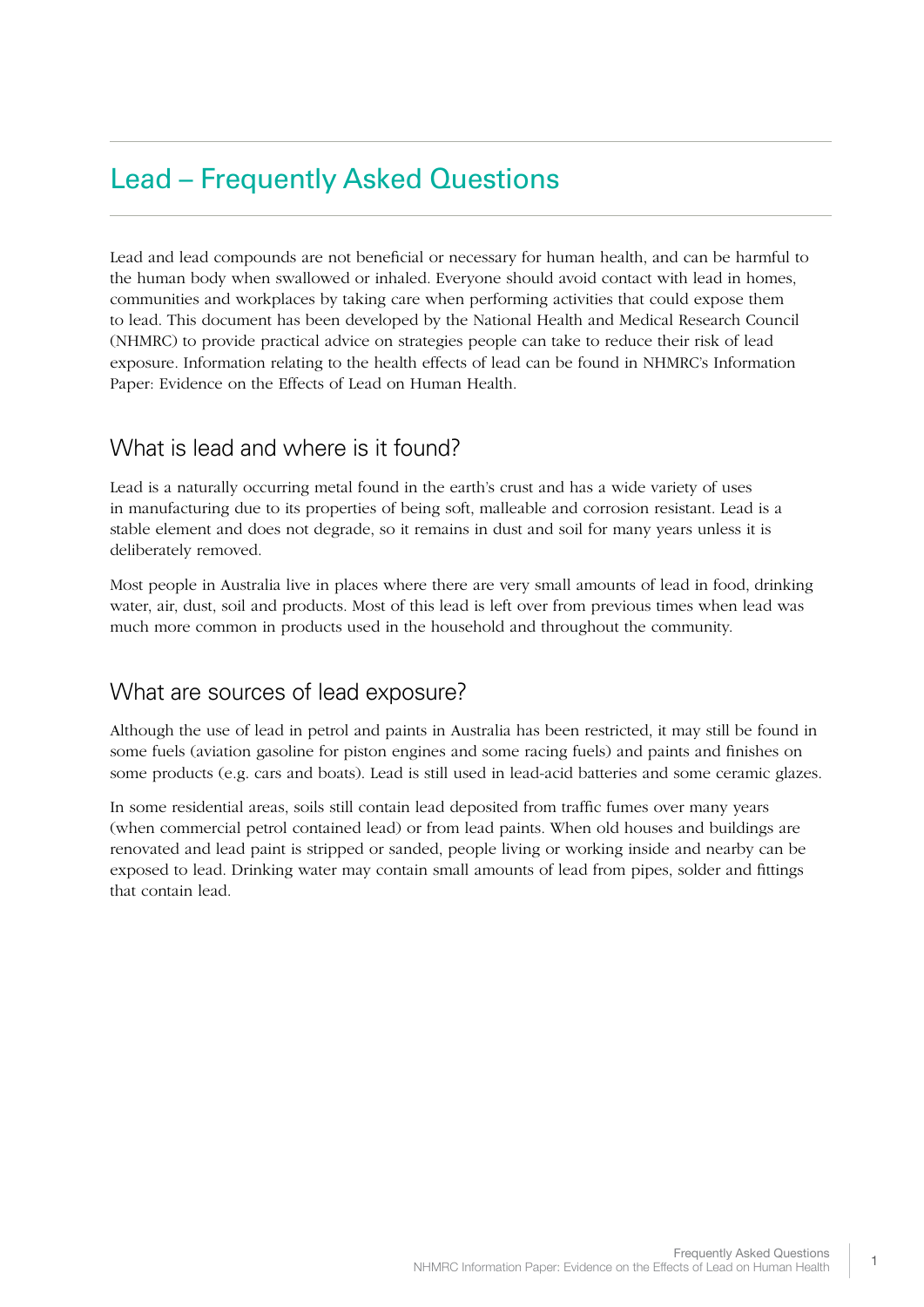# Lead – Frequently Asked Questions

Lead and lead compounds are not beneficial or necessary for human health, and can be harmful to the human body when swallowed or inhaled. Everyone should avoid contact with lead in homes, communities and workplaces by taking care when performing activities that could expose them to lead. This document has been developed by the National Health and Medical Research Council (NHMRC) to provide practical advice on strategies people can take to reduce their risk of lead exposure. Information relating to the health effects of lead can be found in NHMRC's Information Paper: Evidence on the Effects of Lead on Human Health.

## What is lead and where is it found?

Lead is a naturally occurring metal found in the earth's crust and has a wide variety of uses in manufacturing due to its properties of being soft, malleable and corrosion resistant. Lead is a stable element and does not degrade, so it remains in dust and soil for many years unless it is deliberately removed.

Most people in Australia live in places where there are very small amounts of lead in food, drinking water, air, dust, soil and products. Most of this lead is left over from previous times when lead was much more common in products used in the household and throughout the community.

## What are sources of lead exposure?

Although the use of lead in petrol and paints in Australia has been restricted, it may still be found in some fuels (aviation gasoline for piston engines and some racing fuels) and paints and finishes on some products (e.g. cars and boats). Lead is still used in lead-acid batteries and some ceramic glazes.

In some residential areas, soils still contain lead deposited from traffic fumes over many years (when commercial petrol contained lead) or from lead paints. When old houses and buildings are renovated and lead paint is stripped or sanded, people living or working inside and nearby can be exposed to lead. Drinking water may contain small amounts of lead from pipes, solder and fittings that contain lead.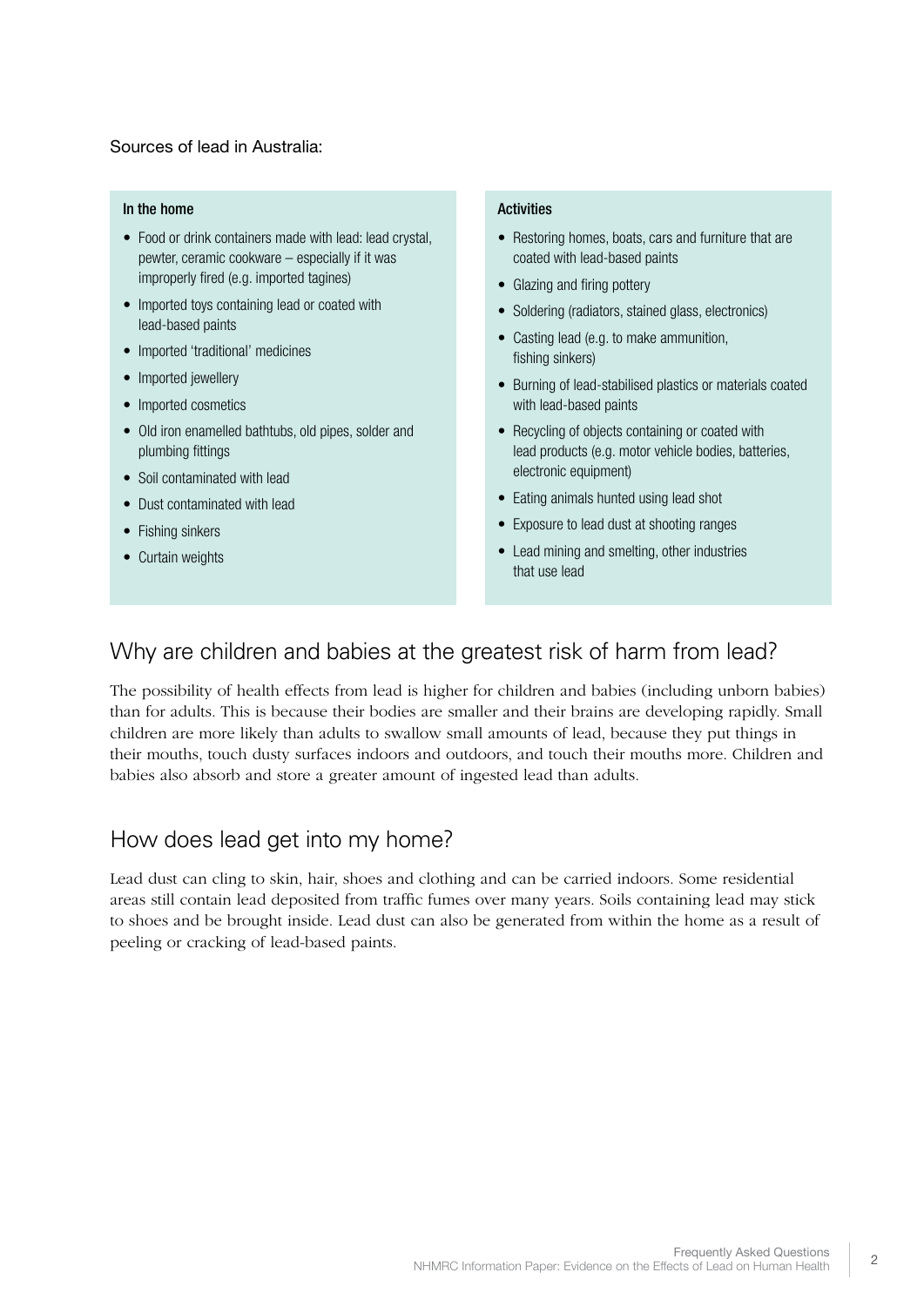Sources of lead in Australia:

**In the home**

- Food or drink containers made with lead: lead crystal, pewter, ceramic cookware – especially if it was improperly fired (e.g. imported tagines)
- Imported toys containing lead or coated with lead-based paints
- Imported 'traditional' medicines
- Imported jewellery
- Imported cosmetics
- Old iron enamelled bathtubs, old pipes, solder and plumbing fittings
- Soil contaminated with lead
- Dust contaminated with lead
- Fishing sinkers
- Curtain weights

**Activities**

- Restoring homes, boats, cars and furniture that are coated with lead-based paints
- Glazing and firing pottery
- Soldering (radiators, stained glass, electronics)
- Casting lead (e.g. to make ammunition, fishing sinkers)
- Burning of lead-stabilised plastics or materials coated with lead-based paints
- Recycling of objects containing or coated with lead products (e.g. motor vehicle bodies, batteries, electronic equipment)
- Eating animals hunted using lead shot
- Exposure to lead dust at shooting ranges
- Lead mining and smelting, other industries that use lead

## Why are children and babies at the greatest risk of harm from lead?

The possibility of health effects from lead is higher for children and babies (including unborn babies) than for adults. This is because their bodies are smaller and their brains are developing rapidly. Small children are more likely than adults to swallow small amounts of lead, because they put things in their mouths, touch dusty surfaces indoors and outdoors, and touch their mouths more. Children and babies also absorb and store a greater amount of ingested lead than adults.

## How does lead get into my home?

Lead dust can cling to skin, hair, shoes and clothing and can be carried indoors. Some residential areas still contain lead deposited from traffic fumes over many years. Soils containing lead may stick to shoes and be brought inside. Lead dust can also be generated from within the home as a result of peeling or cracking of lead-based paints.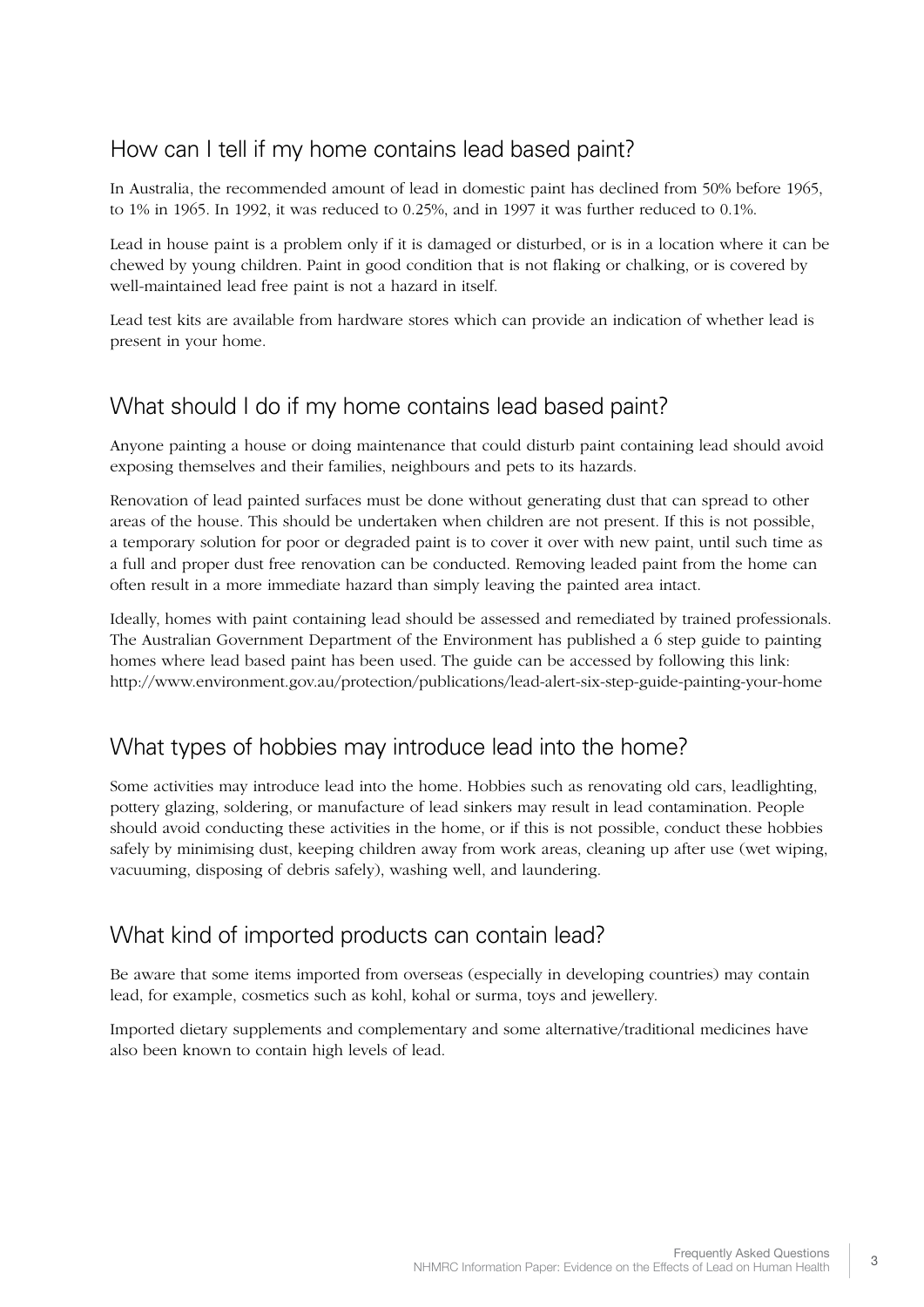## How can I tell if my home contains lead based paint?

In Australia, the recommended amount of lead in domestic paint has declined from 50% before 1965, to 1% in 1965. In 1992, it was reduced to 0.25%, and in 1997 it was further reduced to 0.1%.

Lead in house paint is a problem only if it is damaged or disturbed, or is in a location where it can be chewed by young children. Paint in good condition that is not flaking or chalking, or is covered by well-maintained lead free paint is not a hazard in itself.

Lead test kits are available from hardware stores which can provide an indication of whether lead is present in your home.

## What should I do if my home contains lead based paint?

Anyone painting a house or doing maintenance that could disturb paint containing lead should avoid exposing themselves and their families, neighbours and pets to its hazards.

Renovation of lead painted surfaces must be done without generating dust that can spread to other areas of the house. This should be undertaken when children are not present. If this is not possible, a temporary solution for poor or degraded paint is to cover it over with new paint, until such time as a full and proper dust free renovation can be conducted. Removing leaded paint from the home can often result in a more immediate hazard than simply leaving the painted area intact.

Ideally, homes with paint containing lead should be assessed and remediated by trained professionals. The Australian Government Department of the Environment has published a 6 step guide to painting homes where lead based paint has been used. The guide can be accessed by following this link: http://www.environment.gov.au/protection/publications/lead-alert-six-step-guide-painting-your-home

## What types of hobbies may introduce lead into the home?

Some activities may introduce lead into the home. Hobbies such as renovating old cars, leadlighting, pottery glazing, soldering, or manufacture of lead sinkers may result in lead contamination. People should avoid conducting these activities in the home, or if this is not possible, conduct these hobbies safely by minimising dust, keeping children away from work areas, cleaning up after use (wet wiping, vacuuming, disposing of debris safely), washing well, and laundering.

## What kind of imported products can contain lead?

Be aware that some items imported from overseas (especially in developing countries) may contain lead, for example, cosmetics such as kohl, kohal or surma, toys and jewellery.

Imported dietary supplements and complementary and some alternative/traditional medicines have also been known to contain high levels of lead.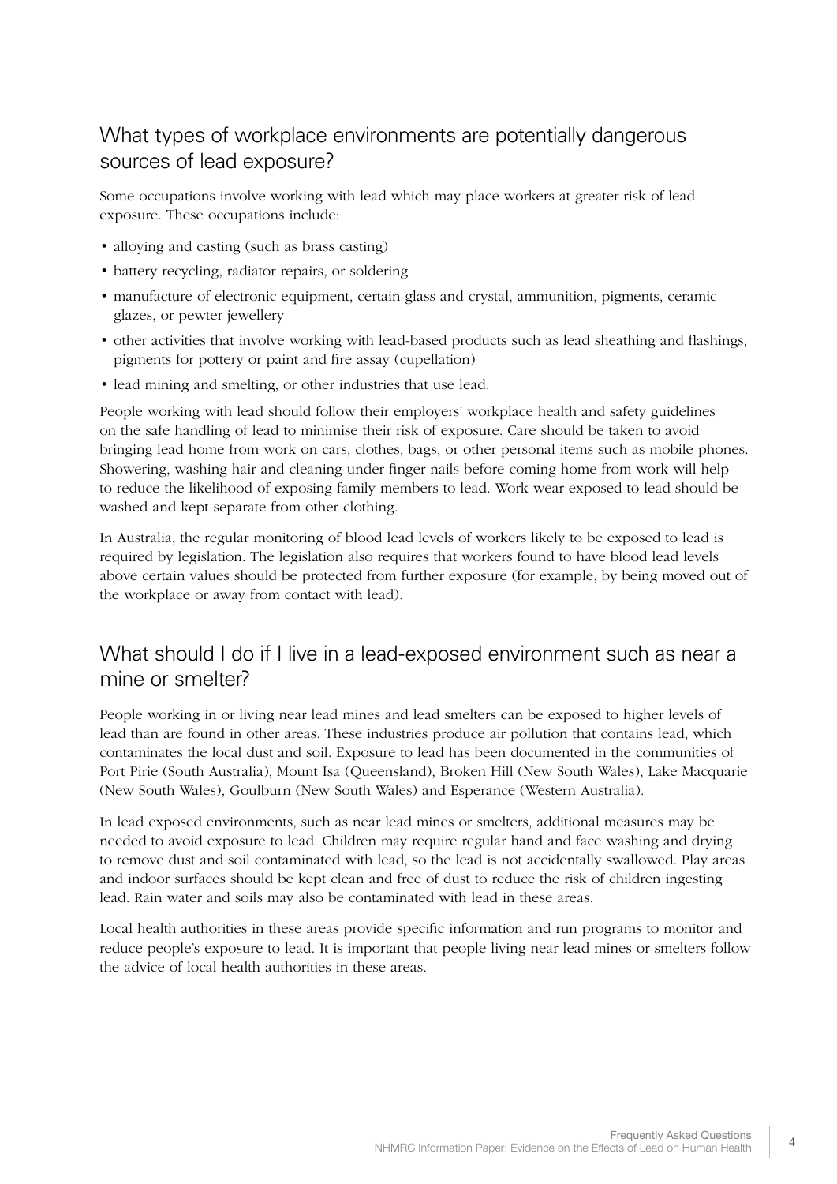## What types of workplace environments are potentially dangerous sources of lead exposure?

Some occupations involve working with lead which may place workers at greater risk of lead exposure. These occupations include:

- alloying and casting (such as brass casting)
- battery recycling, radiator repairs, or soldering
- manufacture of electronic equipment, certain glass and crystal, ammunition, pigments, ceramic glazes, or pewter jewellery
- other activities that involve working with lead-based products such as lead sheathing and flashings, pigments for pottery or paint and fire assay (cupellation)
- lead mining and smelting, or other industries that use lead.

People working with lead should follow their employers' workplace health and safety guidelines on the safe handling of lead to minimise their risk of exposure. Care should be taken to avoid bringing lead home from work on cars, clothes, bags, or other personal items such as mobile phones. Showering, washing hair and cleaning under finger nails before coming home from work will help to reduce the likelihood of exposing family members to lead. Work wear exposed to lead should be washed and kept separate from other clothing.

In Australia, the regular monitoring of blood lead levels of workers likely to be exposed to lead is required by legislation. The legislation also requires that workers found to have blood lead levels above certain values should be protected from further exposure (for example, by being moved out of the workplace or away from contact with lead).

## What should I do if I live in a lead-exposed environment such as near a mine or smelter?

People working in or living near lead mines and lead smelters can be exposed to higher levels of lead than are found in other areas. These industries produce air pollution that contains lead, which contaminates the local dust and soil. Exposure to lead has been documented in the communities of Port Pirie (South Australia), Mount Isa (Queensland), Broken Hill (New South Wales), Lake Macquarie (New South Wales), Goulburn (New South Wales) and Esperance (Western Australia).

In lead exposed environments, such as near lead mines or smelters, additional measures may be needed to avoid exposure to lead. Children may require regular hand and face washing and drying to remove dust and soil contaminated with lead, so the lead is not accidentally swallowed. Play areas and indoor surfaces should be kept clean and free of dust to reduce the risk of children ingesting lead. Rain water and soils may also be contaminated with lead in these areas.

Local health authorities in these areas provide specific information and run programs to monitor and reduce people's exposure to lead. It is important that people living near lead mines or smelters follow the advice of local health authorities in these areas.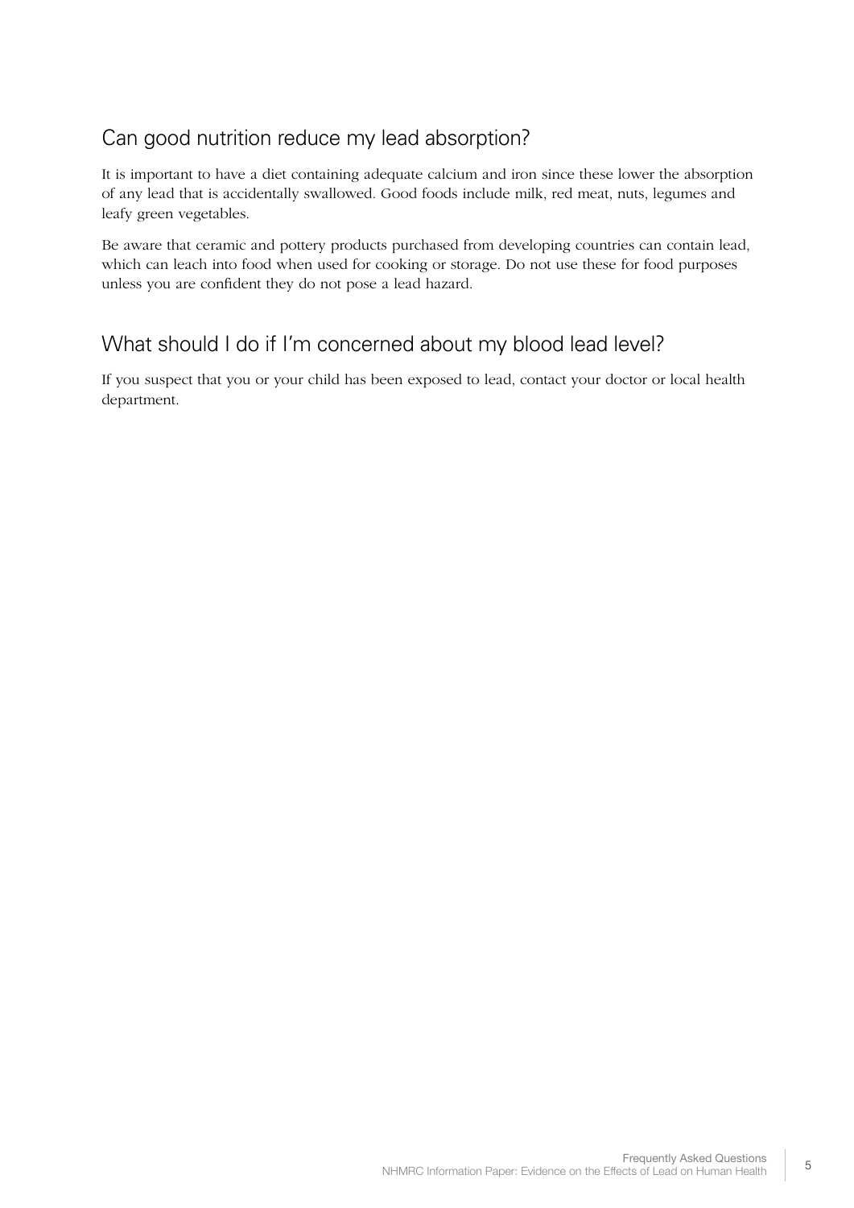## Can good nutrition reduce my lead absorption?

It is important to have a diet containing adequate calcium and iron since these lower the absorption of any lead that is accidentally swallowed. Good foods include milk, red meat, nuts, legumes and leafy green vegetables.

Be aware that ceramic and pottery products purchased from developing countries can contain lead, which can leach into food when used for cooking or storage. Do not use these for food purposes unless you are confident they do not pose a lead hazard.

## What should I do if I'm concerned about my blood lead level?

If you suspect that you or your child has been exposed to lead, contact your doctor or local health department.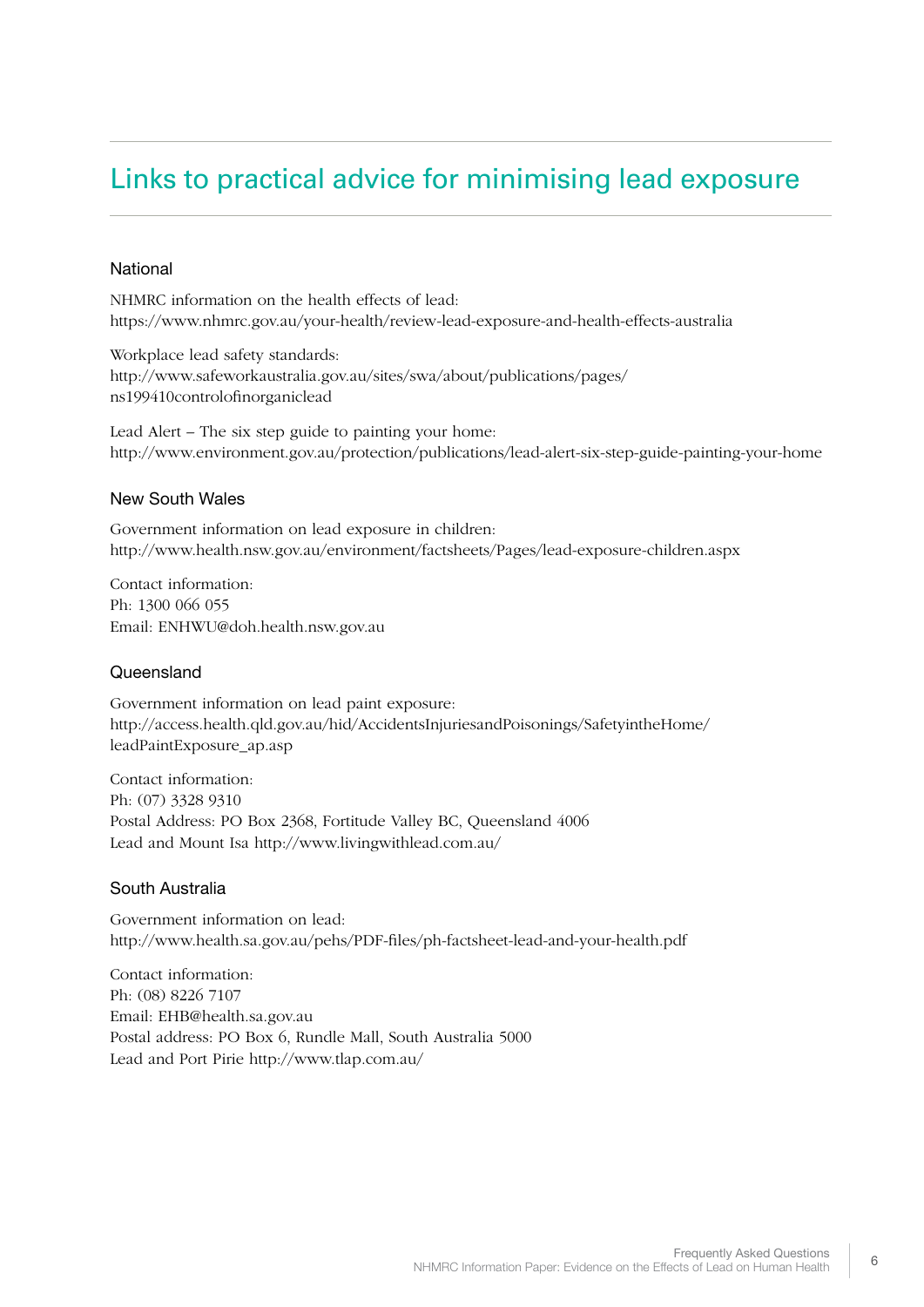# Links to practical advice for minimising lead exposure

## National

NHMRC information on the health effects of lead:
https://www.nhmrc.gov.au/your-health/review-lead-exposure-and-health-effects-australia

Workplace lead safety standards:
http://www.safeworkaustralia.gov.au/sites/swa/about/publications/pages/ns199410controlofinorganiclead

Lead Alert – The six step guide to painting your home:
http://www.environment.gov.au/protection/publications/lead-alert-six-step-guide-painting-your-home

## New South Wales

Government information on lead exposure in children:
http://www.health.nsw.gov.au/environment/factsheets/Pages/lead-exposure-children.aspx

Contact information:
Ph: 1300 066 055
Email: ENHWU@doh.health.nsw.gov.au

## Queensland

Government information on lead paint exposure:
http://access.health.qld.gov.au/hid/AccidentsInjuriesandPoisonings/SafetyintheHome/leadPaintExposure_ap.asp

Contact information:
Ph: (07) 3328 9310
Postal Address: PO Box 2368, Fortitude Valley BC, Queensland 4006
Lead and Mount Isa http://www.livingwithlead.com.au/

## South Australia

Government information on lead:
http://www.health.sa.gov.au/pehs/PDF-files/ph-factsheet-lead-and-your-health.pdf

Contact information:
Ph: (08) 8226 7107
Email: EHB@health.sa.gov.au
Postal address: PO Box 6, Rundle Mall, South Australia 5000
Lead and Port Pirie http://www.tlap.com.au/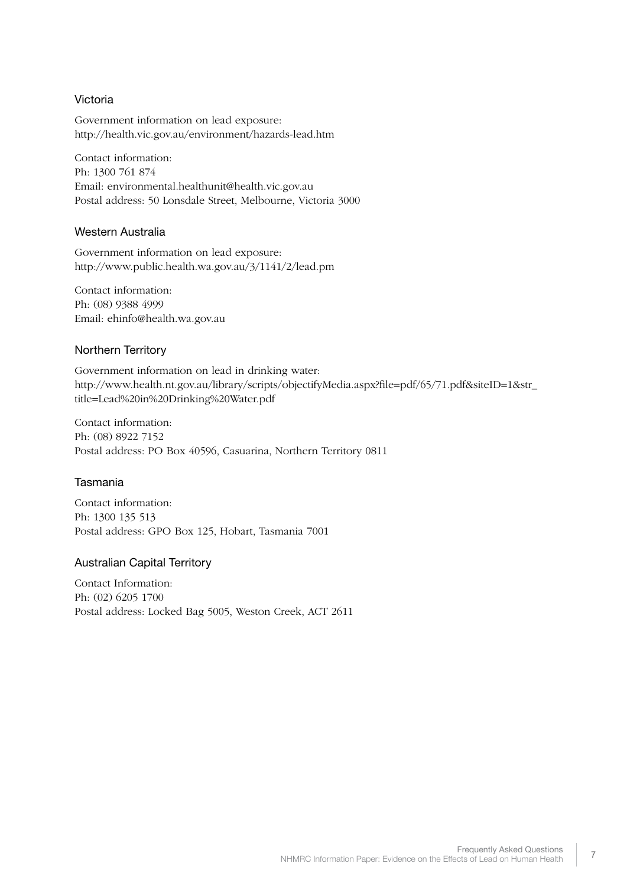### Victoria

Government information on lead exposure:
http://health.vic.gov.au/environment/hazards-lead.htm

Contact information:
Ph: 1300 761 874
Email: environmental.healthunit@health.vic.gov.au
Postal address: 50 Lonsdale Street, Melbourne, Victoria 3000

### Western Australia

Government information on lead exposure:
http://www.public.health.wa.gov.au/3/1141/2/lead.pm

Contact information:
Ph: (08) 9388 4999
Email: ehinfo@health.wa.gov.au

### Northern Territory

Government information on lead in drinking water:
http://www.health.nt.gov.au/library/scripts/objectifyMedia.aspx?file=pdf/65/71.pdf&siteID=1&str_title=Lead%20in%20Drinking%20Water.pdf

Contact information:
Ph: (08) 8922 7152
Postal address: PO Box 40596, Casuarina, Northern Territory 0811

### Tasmania

Contact information:
Ph: 1300 135 513
Postal address: GPO Box 125, Hobart, Tasmania 7001

### Australian Capital Territory

Contact Information:
Ph: (02) 6205 1700
Postal address: Locked Bag 5005, Weston Creek, ACT 2611